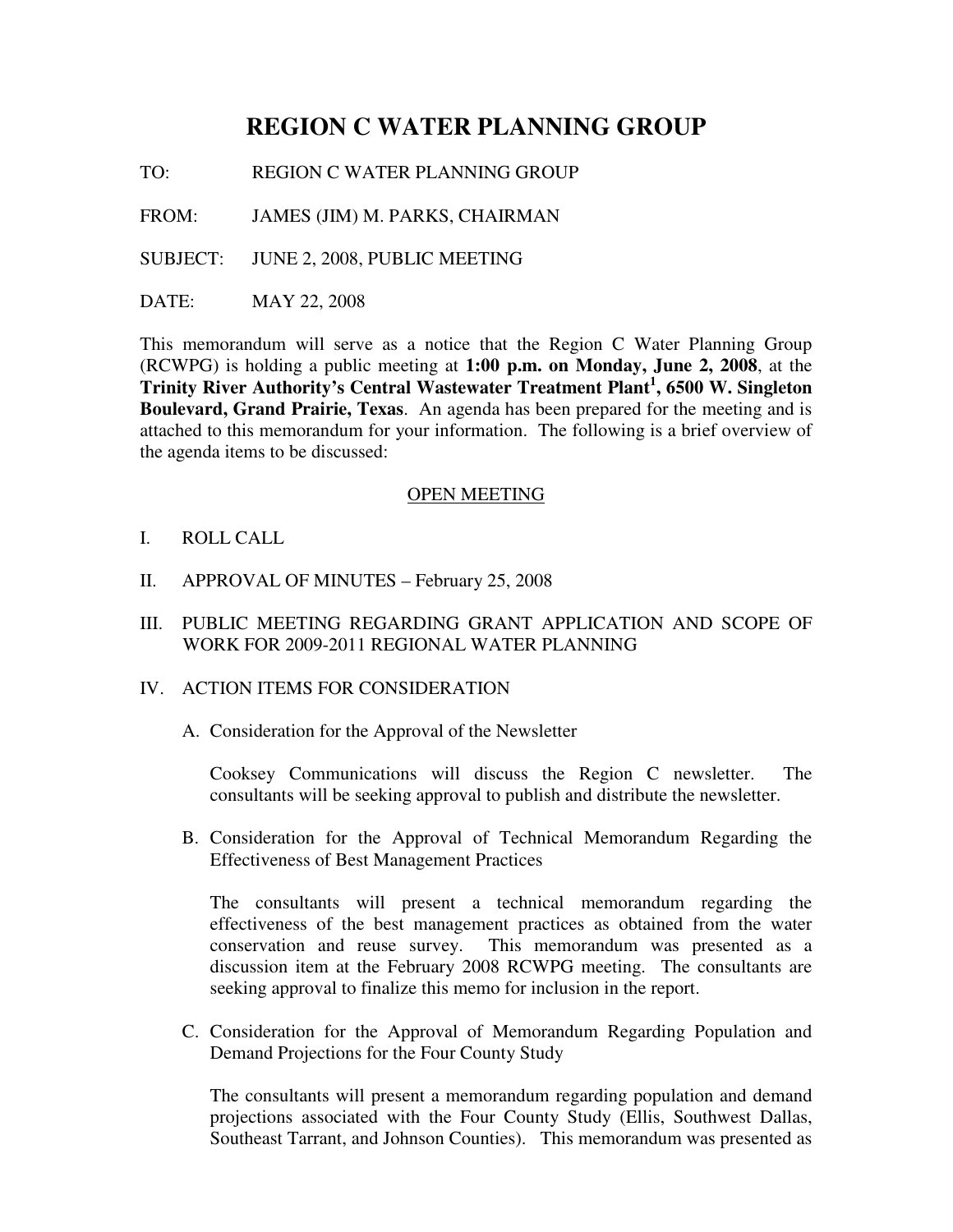# REGION C WATER PLANNING GROUP

TO: REGION C WATER PLANNING GROUP

FROM: JAMES (JIM) M. PARKS, CHAIRMAN

SUBJECT: JUNE 2, 2008, PUBLIC MEETING

DATE: MAY 22, 2008

This memorandum will serve as a notice that the Region C Water Planning Group (RCWPG) is holding a public meeting at **1:00 p.m. on Monday, June 2, 2008**, at the **Trinity River Authority's Central Wastewater Treatment Plant[1], 6500 W. Singleton Boulevard, Grand Prairie, Texas**. An agenda has been prepared for the meeting and is attached to this memorandum for your information. The following is a brief overview of the agenda items to be discussed:

## OPEN MEETING

I. ROLL CALL

II. APPROVAL OF MINUTES – February 25, 2008

III. PUBLIC MEETING REGARDING GRANT APPLICATION AND SCOPE OF WORK FOR 2009-2011 REGIONAL WATER PLANNING

IV. ACTION ITEMS FOR CONSIDERATION

A. Consideration for the Approval of the Newsletter

Cooksey Communications will discuss the Region C newsletter. The consultants will be seeking approval to publish and distribute the newsletter.

B. Consideration for the Approval of Technical Memorandum Regarding the Effectiveness of Best Management Practices

The consultants will present a technical memorandum regarding the effectiveness of the best management practices as obtained from the water conservation and reuse survey. This memorandum was presented as a discussion item at the February 2008 RCWPG meeting. The consultants are seeking approval to finalize this memo for inclusion in the report.

C. Consideration for the Approval of Memorandum Regarding Population and Demand Projections for the Four County Study

The consultants will present a memorandum regarding population and demand projections associated with the Four County Study (Ellis, Southwest Dallas, Southeast Tarrant, and Johnson Counties). This memorandum was presented as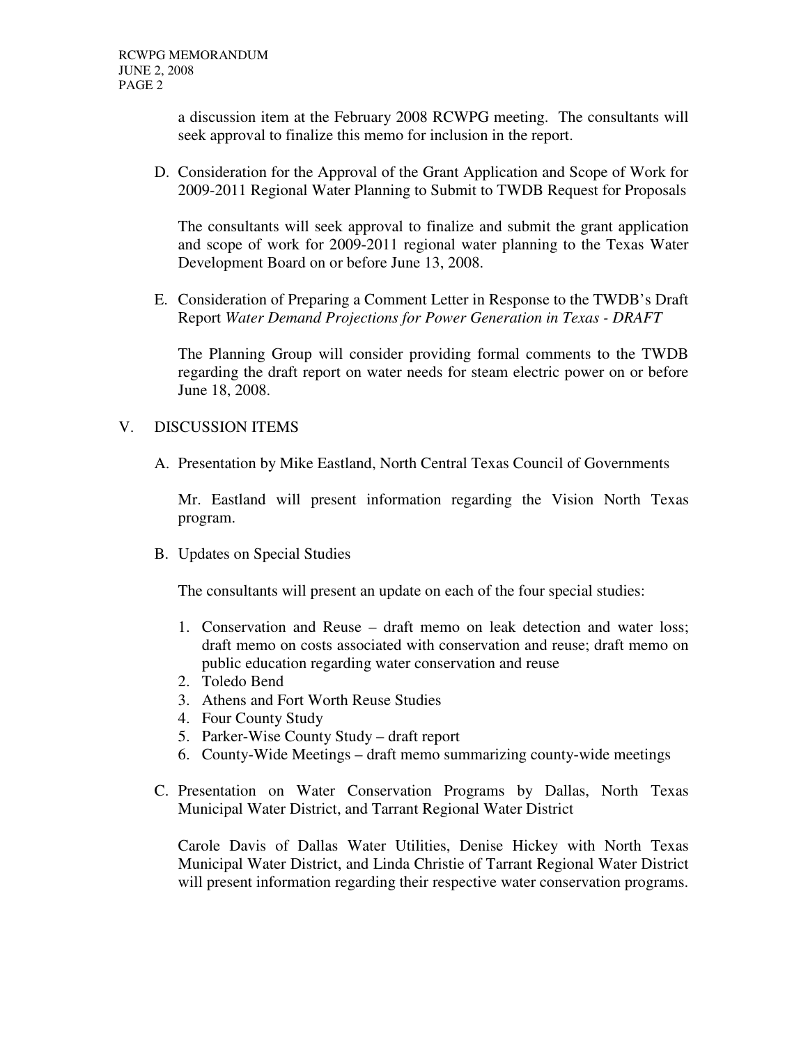a discussion item at the February 2008 RCWPG meeting. The consultants will seek approval to finalize this memo for inclusion in the report.

D. Consideration for the Approval of the Grant Application and Scope of Work for 2009-2011 Regional Water Planning to Submit to TWDB Request for Proposals

   The consultants will seek approval to finalize and submit the grant application and scope of work for 2009-2011 regional water planning to the Texas Water Development Board on or before June 13, 2008.

E. Consideration of Preparing a Comment Letter in Response to the TWDB's Draft Report *Water Demand Projections for Power Generation in Texas - DRAFT*

   The Planning Group will consider providing formal comments to the TWDB regarding the draft report on water needs for steam electric power on or before June 18, 2008.

V. DISCUSSION ITEMS

A. Presentation by Mike Eastland, North Central Texas Council of Governments

   Mr. Eastland will present information regarding the Vision North Texas program.

B. Updates on Special Studies

   The consultants will present an update on each of the four special studies:

   1. Conservation and Reuse – draft memo on leak detection and water loss; draft memo on costs associated with conservation and reuse; draft memo on public education regarding water conservation and reuse
   2. Toledo Bend
   3. Athens and Fort Worth Reuse Studies
   4. Four County Study
   5. Parker-Wise County Study – draft report
   6. County-Wide Meetings – draft memo summarizing county-wide meetings

C. Presentation on Water Conservation Programs by Dallas, North Texas Municipal Water District, and Tarrant Regional Water District

   Carole Davis of Dallas Water Utilities, Denise Hickey with North Texas Municipal Water District, and Linda Christie of Tarrant Regional Water District will present information regarding their respective water conservation programs.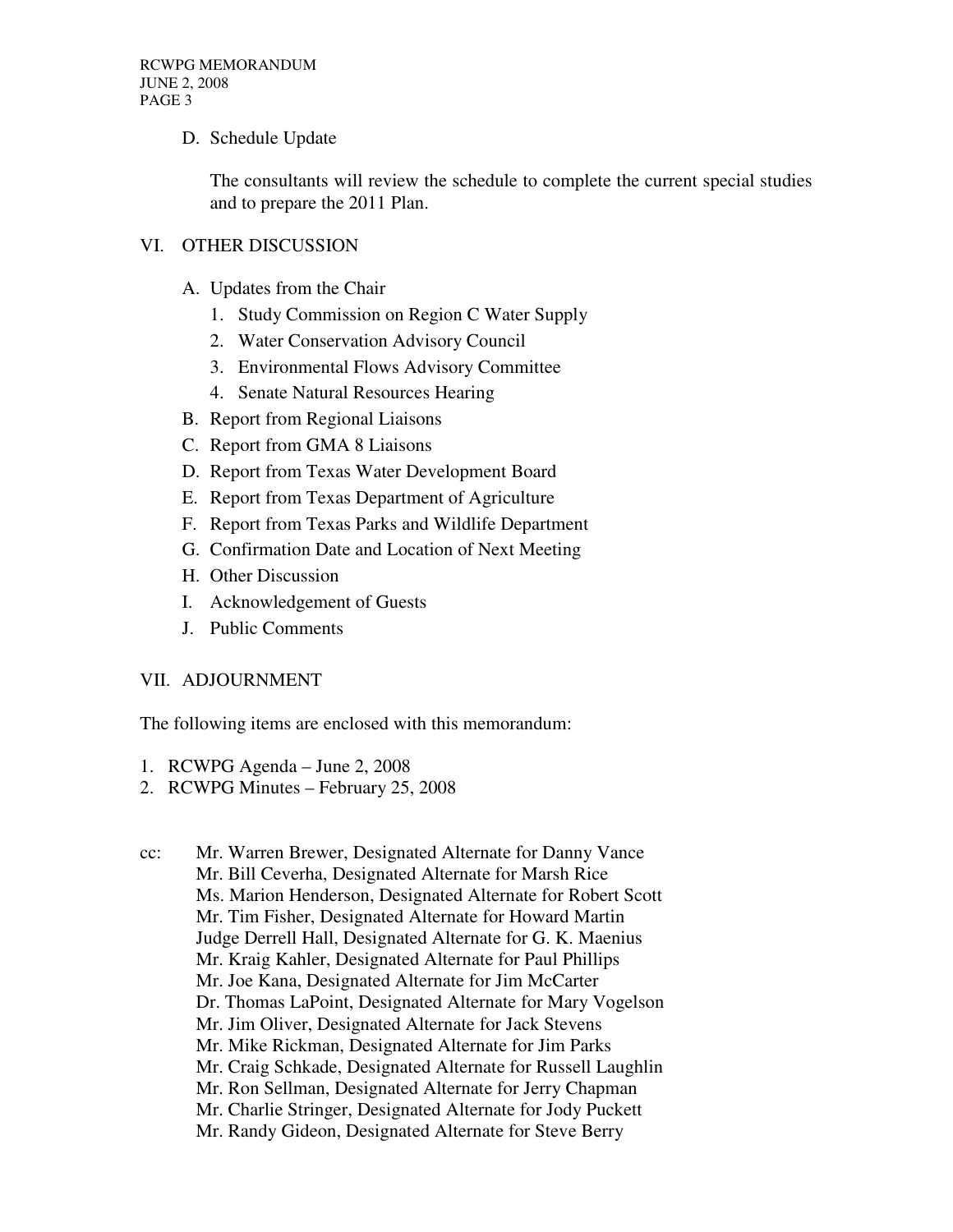D. Schedule Update

   The consultants will review the schedule to complete the current special studies and to prepare the 2011 Plan.

## VI. OTHER DISCUSSION

A. Updates from the Chair
   1. Study Commission on Region C Water Supply
   2. Water Conservation Advisory Council
   3. Environmental Flows Advisory Committee
   4. Senate Natural Resources Hearing
B. Report from Regional Liaisons
C. Report from GMA 8 Liaisons
D. Report from Texas Water Development Board
E. Report from Texas Department of Agriculture
F. Report from Texas Parks and Wildlife Department
G. Confirmation Date and Location of Next Meeting
H. Other Discussion
I. Acknowledgement of Guests
J. Public Comments

## VII. ADJOURNMENT

The following items are enclosed with this memorandum:

1. RCWPG Agenda – June 2, 2008
2. RCWPG Minutes – February 25, 2008

cc: Mr. Warren Brewer, Designated Alternate for Danny Vance
Mr. Bill Ceverha, Designated Alternate for Marsh Rice
Ms. Marion Henderson, Designated Alternate for Robert Scott
Mr. Tim Fisher, Designated Alternate for Howard Martin
Judge Derrell Hall, Designated Alternate for G. K. Maenius
Mr. Kraig Kahler, Designated Alternate for Paul Phillips
Mr. Joe Kana, Designated Alternate for Jim McCarter
Dr. Thomas LaPoint, Designated Alternate for Mary Vogelson
Mr. Jim Oliver, Designated Alternate for Jack Stevens
Mr. Mike Rickman, Designated Alternate for Jim Parks
Mr. Craig Schkade, Designated Alternate for Russell Laughlin
Mr. Ron Sellman, Designated Alternate for Jerry Chapman
Mr. Charlie Stringer, Designated Alternate for Jody Puckett
Mr. Randy Gideon, Designated Alternate for Steve Berry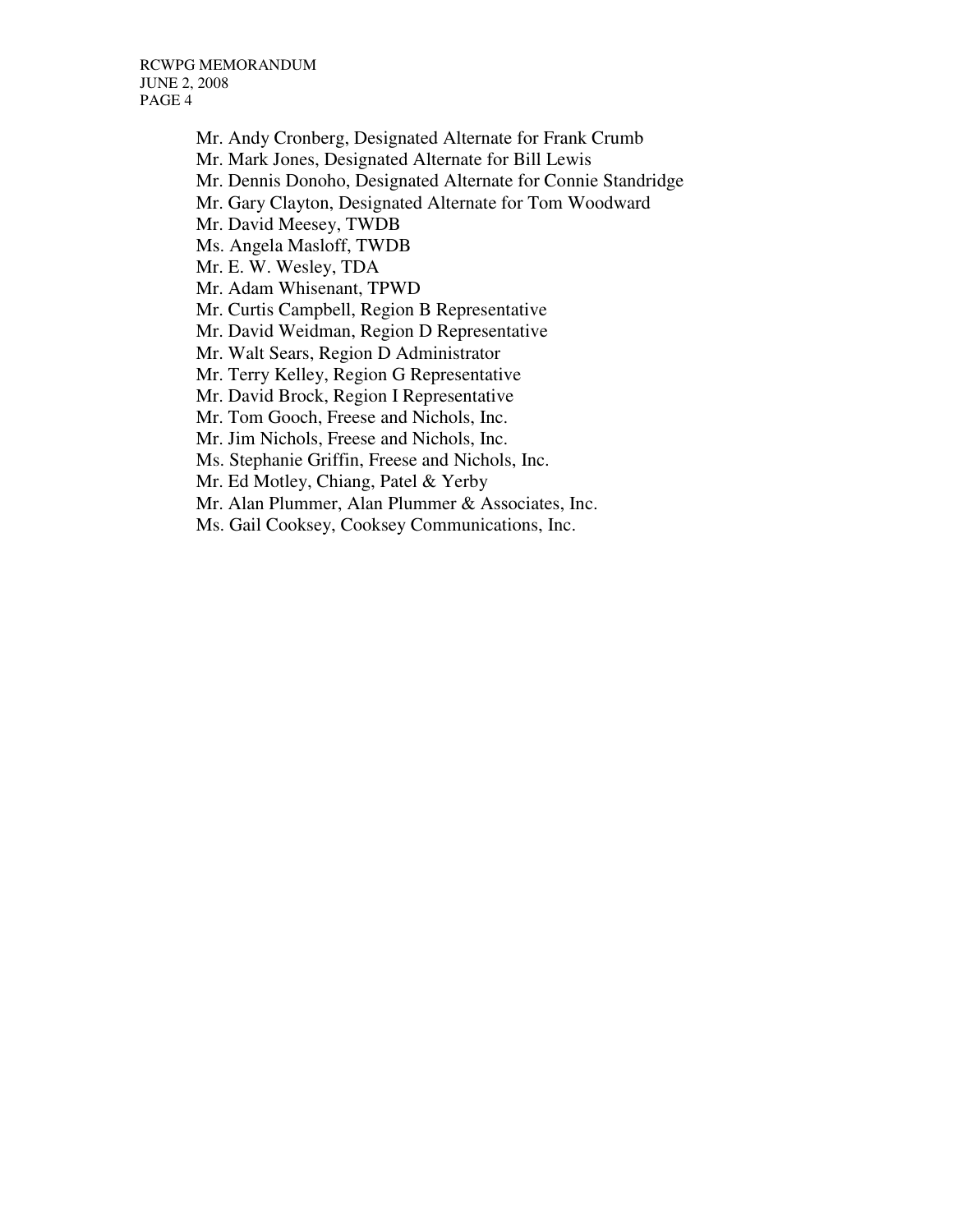Mr. Andy Cronberg, Designated Alternate for Frank Crumb
Mr. Mark Jones, Designated Alternate for Bill Lewis
Mr. Dennis Donoho, Designated Alternate for Connie Standridge
Mr. Gary Clayton, Designated Alternate for Tom Woodward
Mr. David Meesey, TWDB
Ms. Angela Masloff, TWDB
Mr. E. W. Wesley, TDA
Mr. Adam Whisenant, TPWD
Mr. Curtis Campbell, Region B Representative
Mr. David Weidman, Region D Representative
Mr. Walt Sears, Region D Administrator
Mr. Terry Kelley, Region G Representative
Mr. David Brock, Region I Representative
Mr. Tom Gooch, Freese and Nichols, Inc.
Mr. Jim Nichols, Freese and Nichols, Inc.
Ms. Stephanie Griffin, Freese and Nichols, Inc.
Mr. Ed Motley, Chiang, Patel & Yerby
Mr. Alan Plummer, Alan Plummer & Associates, Inc.
Ms. Gail Cooksey, Cooksey Communications, Inc.